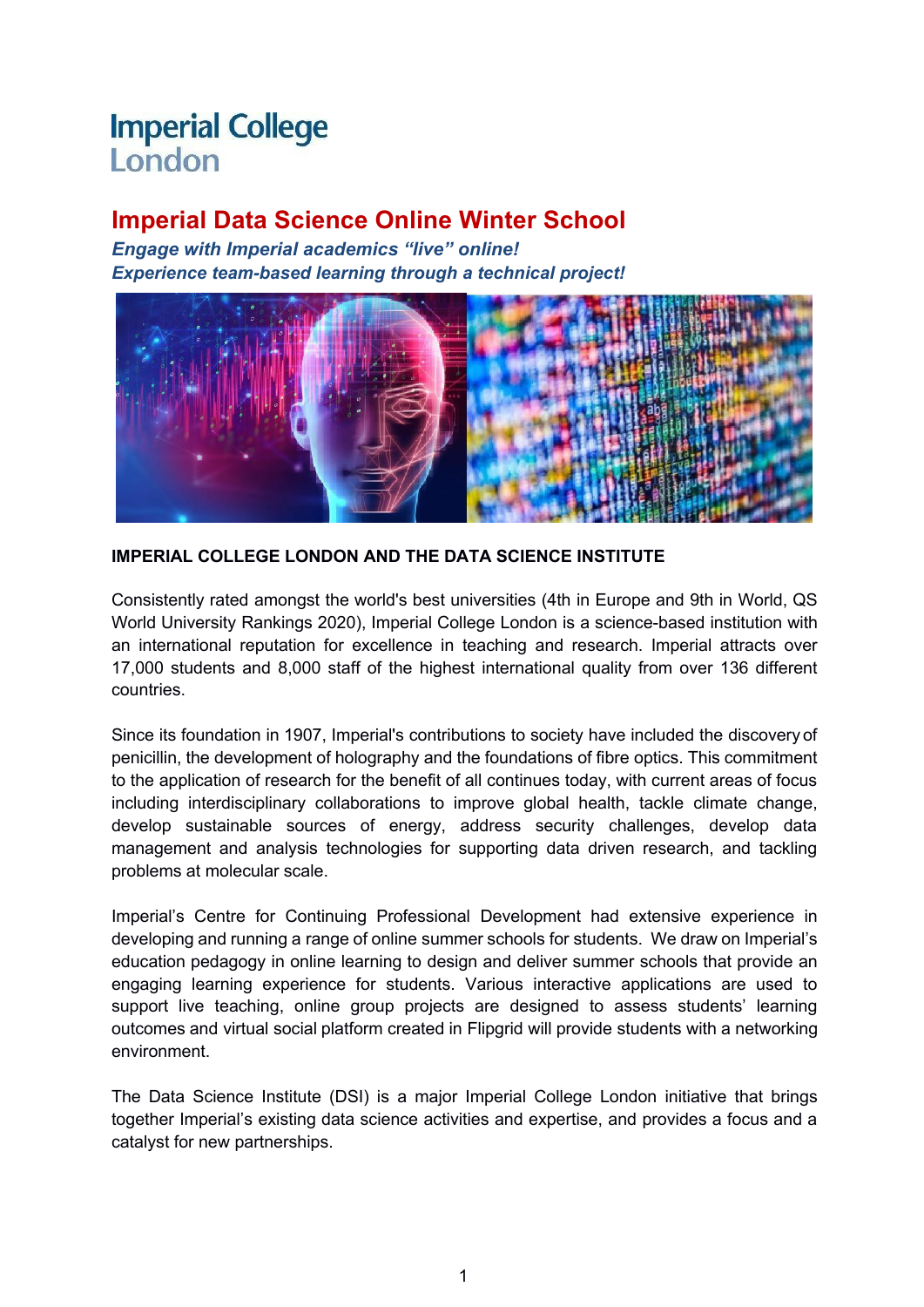Imperial College London

# Imperial Data Science Online Winter School

***Engage with Imperial academics "live" online!***
***Experience team-based learning through a technical project!***

## IMPERIAL COLLEGE LONDON AND THE DATA SCIENCE INSTITUTE

Consistently rated amongst the world's best universities (4th in Europe and 9th in World, QS World University Rankings 2020), Imperial College London is a science-based institution with an international reputation for excellence in teaching and research. Imperial attracts over 17,000 students and 8,000 staff of the highest international quality from over 136 different countries.

Since its foundation in 1907, Imperial's contributions to society have included the discovery of penicillin, the development of holography and the foundations of fibre optics. This commitment to the application of research for the benefit of all continues today, with current areas of focus including interdisciplinary collaborations to improve global health, tackle climate change, develop sustainable sources of energy, address security challenges, develop data management and analysis technologies for supporting data driven research, and tackling problems at molecular scale.

Imperial's Centre for Continuing Professional Development had extensive experience in developing and running a range of online summer schools for students. We draw on Imperial's education pedagogy in online learning to design and deliver summer schools that provide an engaging learning experience for students. Various interactive applications are used to support live teaching, online group projects are designed to assess students' learning outcomes and virtual social platform created in Flipgrid will provide students with a networking environment.

The Data Science Institute (DSI) is a major Imperial College London initiative that brings together Imperial's existing data science activities and expertise, and provides a focus and a catalyst for new partnerships.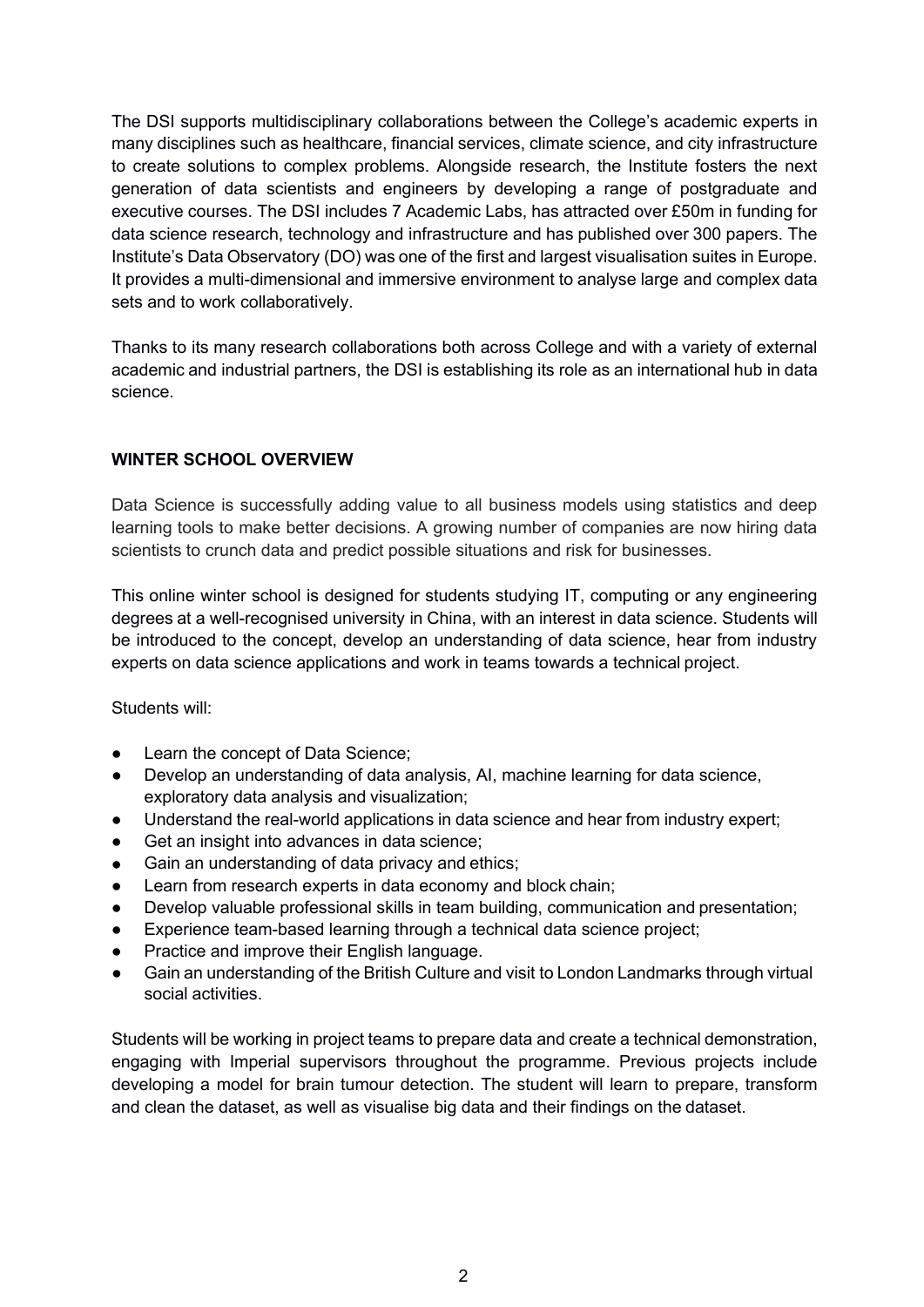The DSI supports multidisciplinary collaborations between the College's academic experts in many disciplines such as healthcare, financial services, climate science, and city infrastructure to create solutions to complex problems. Alongside research, the Institute fosters the next generation of data scientists and engineers by developing a range of postgraduate and executive courses. The DSI includes 7 Academic Labs, has attracted over £50m in funding for data science research, technology and infrastructure and has published over 300 papers. The Institute's Data Observatory (DO) was one of the first and largest visualisation suites in Europe. It provides a multi-dimensional and immersive environment to analyse large and complex data sets and to work collaboratively.

Thanks to its many research collaborations both across College and with a variety of external academic and industrial partners, the DSI is establishing its role as an international hub in data science.

## WINTER SCHOOL OVERVIEW

Data Science is successfully adding value to all business models using statistics and deep learning tools to make better decisions. A growing number of companies are now hiring data scientists to crunch data and predict possible situations and risk for businesses.

This online winter school is designed for students studying IT, computing or any engineering degrees at a well-recognised university in China, with an interest in data science. Students will be introduced to the concept, develop an understanding of data science, hear from industry experts on data science applications and work in teams towards a technical project.

Students will:

- Learn the concept of Data Science;
- Develop an understanding of data analysis, AI, machine learning for data science, exploratory data analysis and visualization;
- Understand the real-world applications in data science and hear from industry expert;
- Get an insight into advances in data science;
- Gain an understanding of data privacy and ethics;
- Learn from research experts in data economy and block chain;
- Develop valuable professional skills in team building, communication and presentation;
- Experience team-based learning through a technical data science project;
- Practice and improve their English language.
- Gain an understanding of the British Culture and visit to London Landmarks through virtual social activities.

Students will be working in project teams to prepare data and create a technical demonstration, engaging with Imperial supervisors throughout the programme. Previous projects include developing a model for brain tumour detection. The student will learn to prepare, transform and clean the dataset, as well as visualise big data and their findings on the dataset.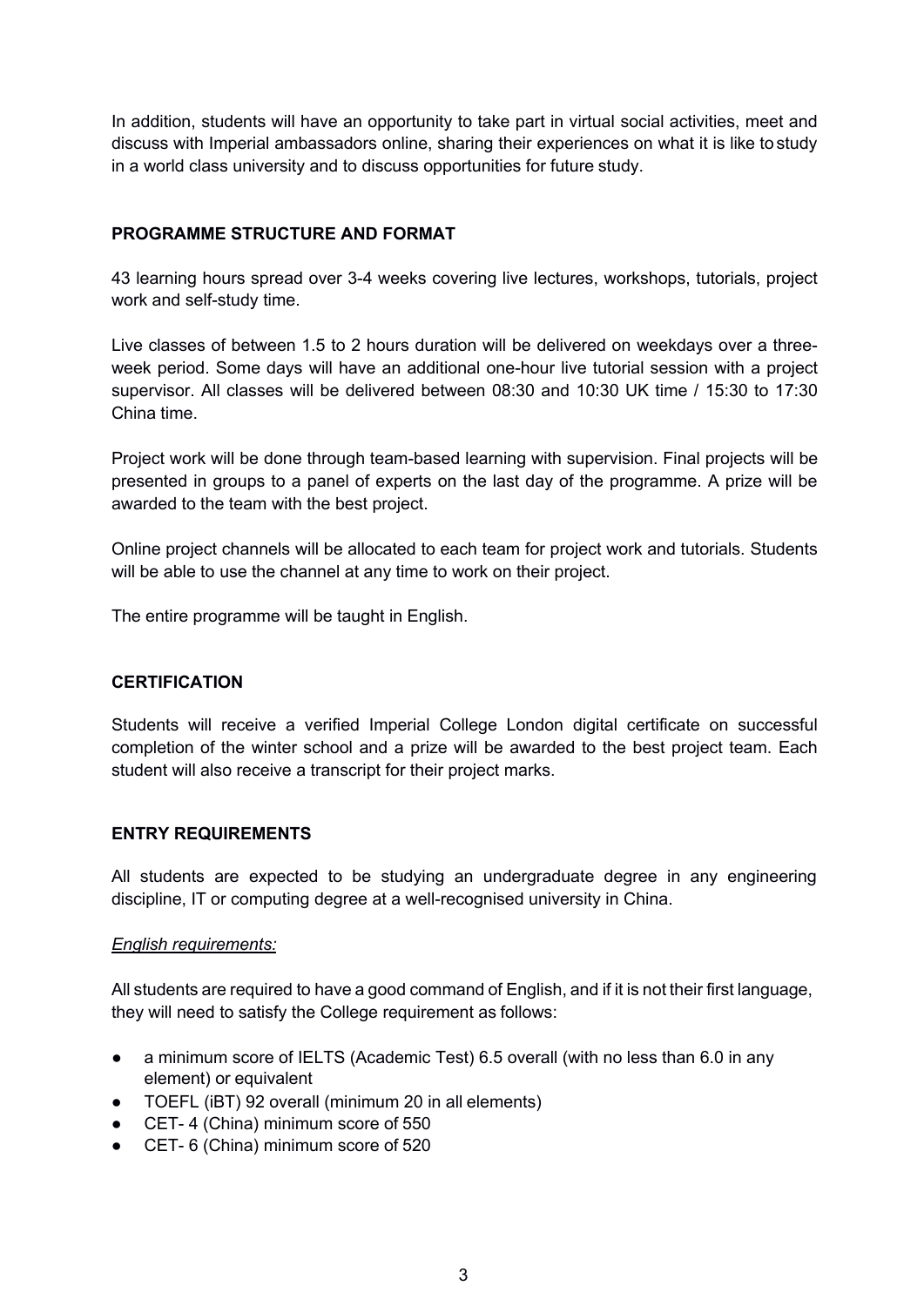In addition, students will have an opportunity to take part in virtual social activities, meet and discuss with Imperial ambassadors online, sharing their experiences on what it is like to study in a world class university and to discuss opportunities for future study.

## PROGRAMME STRUCTURE AND FORMAT

43 learning hours spread over 3-4 weeks covering live lectures, workshops, tutorials, project work and self-study time.

Live classes of between 1.5 to 2 hours duration will be delivered on weekdays over a three-week period. Some days will have an additional one-hour live tutorial session with a project supervisor. All classes will be delivered between 08:30 and 10:30 UK time / 15:30 to 17:30 China time.

Project work will be done through team-based learning with supervision. Final projects will be presented in groups to a panel of experts on the last day of the programme. A prize will be awarded to the team with the best project.

Online project channels will be allocated to each team for project work and tutorials. Students will be able to use the channel at any time to work on their project.

The entire programme will be taught in English.

## CERTIFICATION

Students will receive a verified Imperial College London digital certificate on successful completion of the winter school and a prize will be awarded to the best project team. Each student will also receive a transcript for their project marks.

## ENTRY REQUIREMENTS

All students are expected to be studying an undergraduate degree in any engineering discipline, IT or computing degree at a well-recognised university in China.

*English requirements:*

All students are required to have a good command of English, and if it is not their first language, they will need to satisfy the College requirement as follows:

- a minimum score of IELTS (Academic Test) 6.5 overall (with no less than 6.0 in any element) or equivalent
- TOEFL (iBT) 92 overall (minimum 20 in all elements)
- CET- 4 (China) minimum score of 550
- CET- 6 (China) minimum score of 520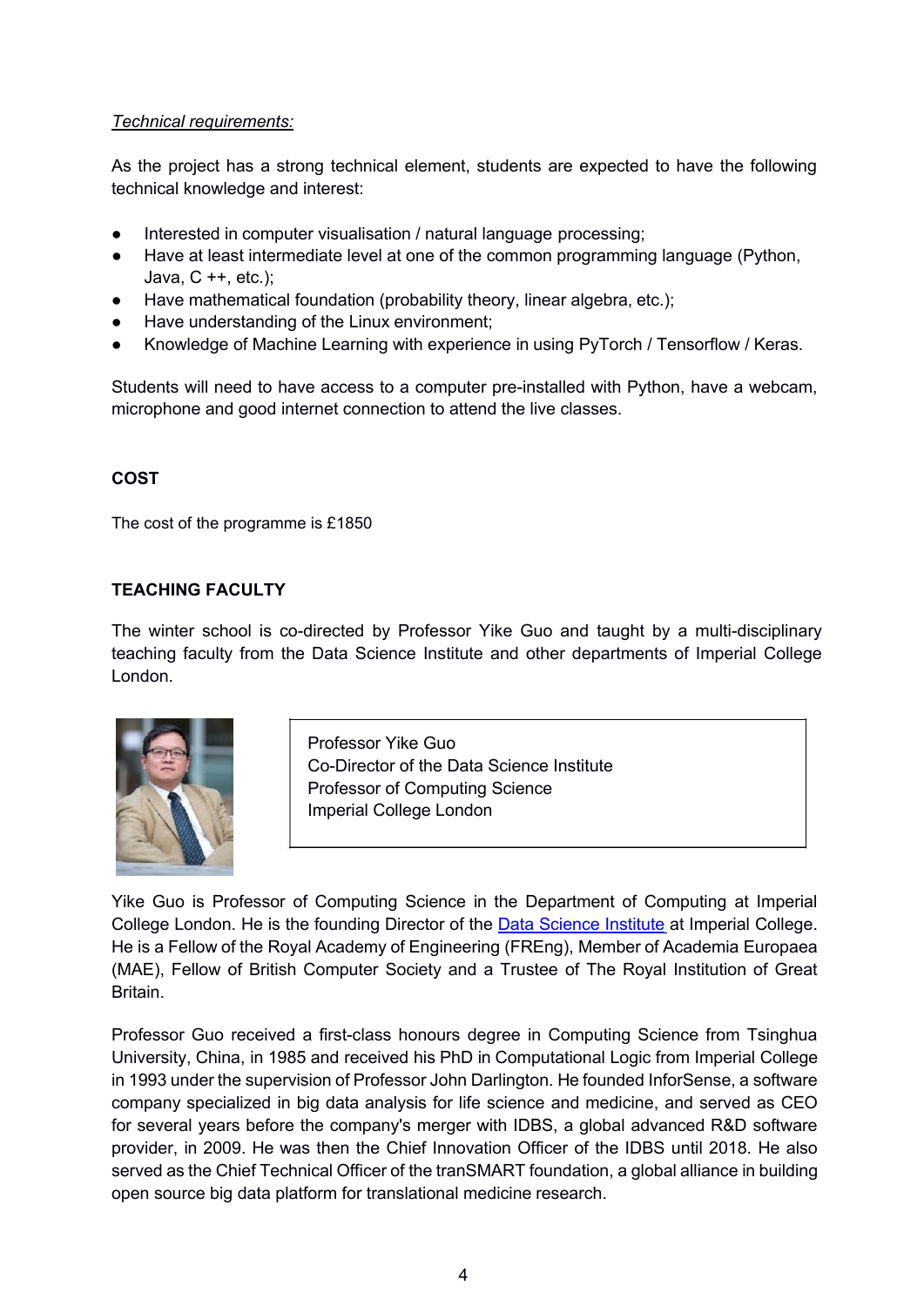*Technical requirements:*

As the project has a strong technical element, students are expected to have the following technical knowledge and interest:

- Interested in computer visualisation / natural language processing;
- Have at least intermediate level at one of the common programming language (Python, Java, C ++, etc.);
- Have mathematical foundation (probability theory, linear algebra, etc.);
- Have understanding of the Linux environment;
- Knowledge of Machine Learning with experience in using PyTorch / Tensorflow / Keras.

Students will need to have access to a computer pre-installed with Python, have a webcam, microphone and good internet connection to attend the live classes.

## COST

The cost of the programme is £1850

## TEACHING FACULTY

The winter school is co-directed by Professor Yike Guo and taught by a multi-disciplinary teaching faculty from the Data Science Institute and other departments of Imperial College London.

Professor Yike Guo
Co-Director of the Data Science Institute
Professor of Computing Science
Imperial College London

Yike Guo is Professor of Computing Science in the Department of Computing at Imperial College London. He is the founding Director of the [Data Science Institute](#) at Imperial College. He is a Fellow of the Royal Academy of Engineering (FREng), Member of Academia Europaea (MAE), Fellow of British Computer Society and a Trustee of The Royal Institution of Great Britain.

Professor Guo received a first-class honours degree in Computing Science from Tsinghua University, China, in 1985 and received his PhD in Computational Logic from Imperial College in 1993 under the supervision of Professor John Darlington. He founded InforSense, a software company specialized in big data analysis for life science and medicine, and served as CEO for several years before the company's merger with IDBS, a global advanced R&D software provider, in 2009. He was then the Chief Innovation Officer of the IDBS until 2018. He also served as the Chief Technical Officer of the tranSMART foundation, a global alliance in building open source big data platform for translational medicine research.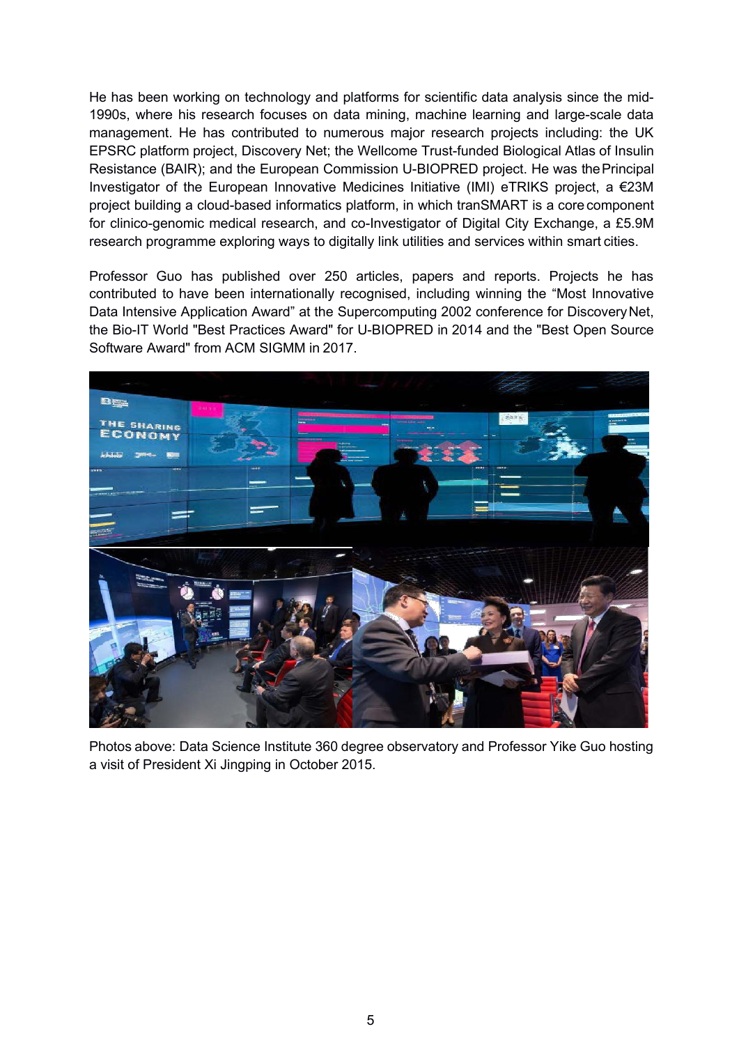He has been working on technology and platforms for scientific data analysis since the mid-1990s, where his research focuses on data mining, machine learning and large-scale data management. He has contributed to numerous major research projects including: the UK EPSRC platform project, Discovery Net; the Wellcome Trust-funded Biological Atlas of Insulin Resistance (BAIR); and the European Commission U-BIOPRED project. He was the Principal Investigator of the European Innovative Medicines Initiative (IMI) eTRIKS project, a €23M project building a cloud-based informatics platform, in which tranSMART is a core component for clinico-genomic medical research, and co-Investigator of Digital City Exchange, a £5.9M research programme exploring ways to digitally link utilities and services within smart cities.

Professor Guo has published over 250 articles, papers and reports. Projects he has contributed to have been internationally recognised, including winning the “Most Innovative Data Intensive Application Award” at the Supercomputing 2002 conference for Discovery Net, the Bio-IT World "Best Practices Award" for U-BIOPRED in 2014 and the "Best Open Source Software Award" from ACM SIGMM in 2017.

Photos above: Data Science Institute 360 degree observatory and Professor Yike Guo hosting a visit of President Xi Jingping in October 2015.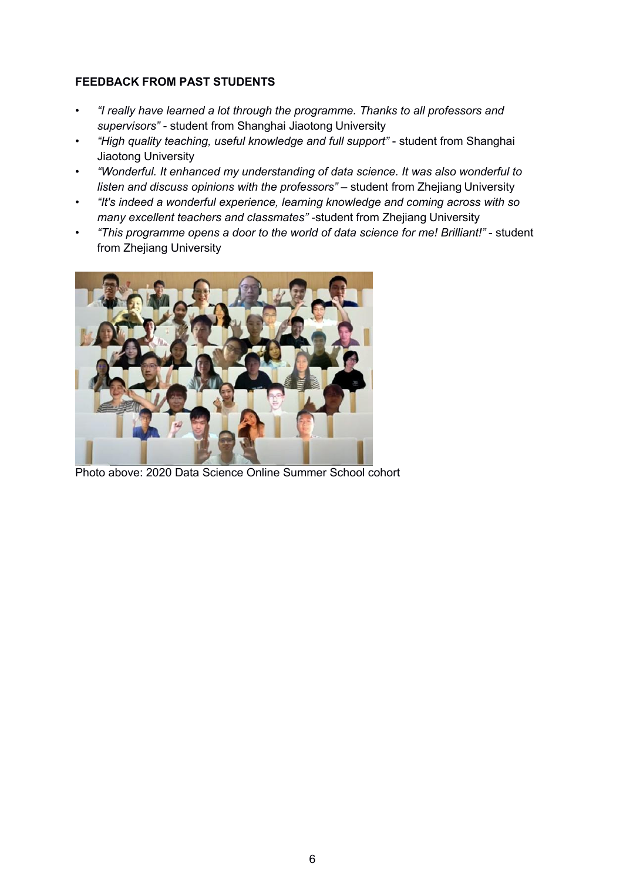**FEEDBACK FROM PAST STUDENTS**

- *"I really have learned a lot through the programme. Thanks to all professors and supervisors"* - student from Shanghai Jiaotong University
- *"High quality teaching, useful knowledge and full support"* - student from Shanghai Jiaotong University
- *"Wonderful. It enhanced my understanding of data science. It was also wonderful to listen and discuss opinions with the professors"* – student from Zhejiang University
- *"It's indeed a wonderful experience, learning knowledge and coming across with so many excellent teachers and classmates"* -student from Zhejiang University
- *"This programme opens a door to the world of data science for me! Brilliant!"* - student from Zhejiang University

Photo above: 2020 Data Science Online Summer School cohort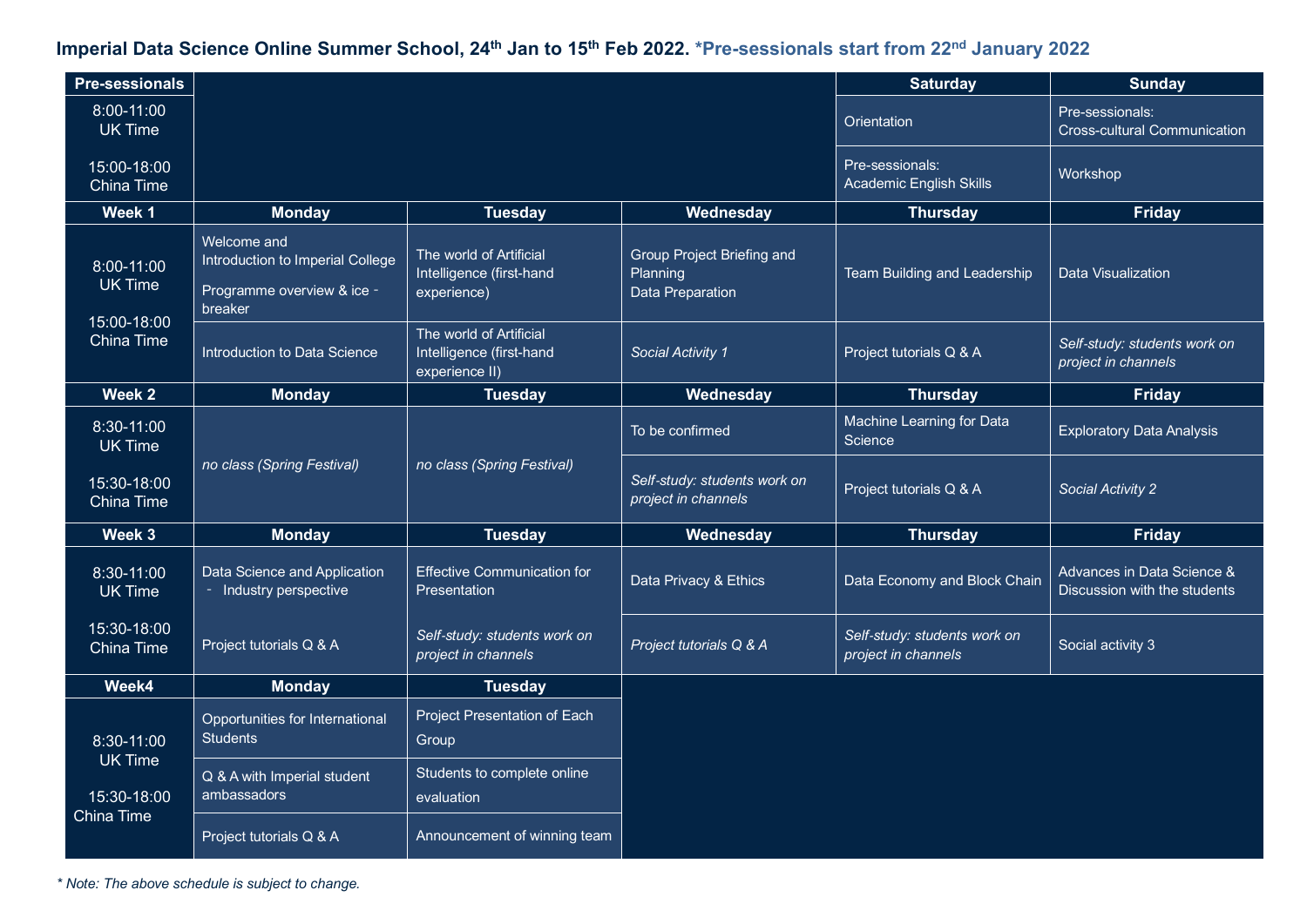# Imperial Data Science Online Summer School, 24th Jan to 15th Feb 2022. *Pre-sessionals start from 22nd January 2022

| Pre-sessionals | | | | Saturday | Sunday |
|---|---|---|---|---|---|
| 8:00-11:00 UK Time<br>15:00-18:00 China Time | | | | Orientation | Pre-sessionals: Cross-cultural Communication |
| | | | | Pre-sessionals: Academic English Skills | Workshop |
| **Week 1** | **Monday** | **Tuesday** | **Wednesday** | **Thursday** | **Friday** |
| 8:00-11:00 UK Time<br>15:00-18:00 China Time | Welcome and Introduction to Imperial College<br>Programme overview & ice - breaker | The world of Artificial Intelligence (first-hand experience) | Group Project Briefing and Planning<br>Data Preparation | Team Building and Leadership | Data Visualization |
| | Introduction to Data Science | The world of Artificial Intelligence (first-hand experience II) | *Social Activity 1* | Project tutorials Q & A | *Self-study: students work on project in channels* |
| **Week 2** | **Monday** | **Tuesday** | **Wednesday** | **Thursday** | **Friday** |
| 8:30-11:00 UK Time<br>15:30-18:00 China Time | *no class (Spring Festival)* | *no class (Spring Festival)* | To be confirmed | Machine Learning for Data Science | Exploratory Data Analysis |
| | | | *Self-study: students work on project in channels* | Project tutorials Q & A | *Social Activity 2* |
| **Week 3** | **Monday** | **Tuesday** | **Wednesday** | **Thursday** | **Friday** |
| 8:30-11:00 UK Time<br>15:30-18:00 China Time | Data Science and Application - Industry perspective | Effective Communication for Presentation | Data Privacy & Ethics | Data Economy and Block Chain | Advances in Data Science & Discussion with the students |
| | Project tutorials Q & A | *Self-study: students work on project in channels* | *Project tutorials Q & A* | *Self-study: students work on project in channels* | Social activity 3 |
| **Week4** | **Monday** | **Tuesday** | | | |
| 8:30-11:00 UK Time<br>15:30-18:00 China Time | Opportunities for International Students | Project Presentation of Each Group | | | |
| | Q & A with Imperial student ambassadors | Students to complete online evaluation | | | |
| | Project tutorials Q & A | Announcement of winning team | | | |

*\* Note: The above schedule is subject to change.*